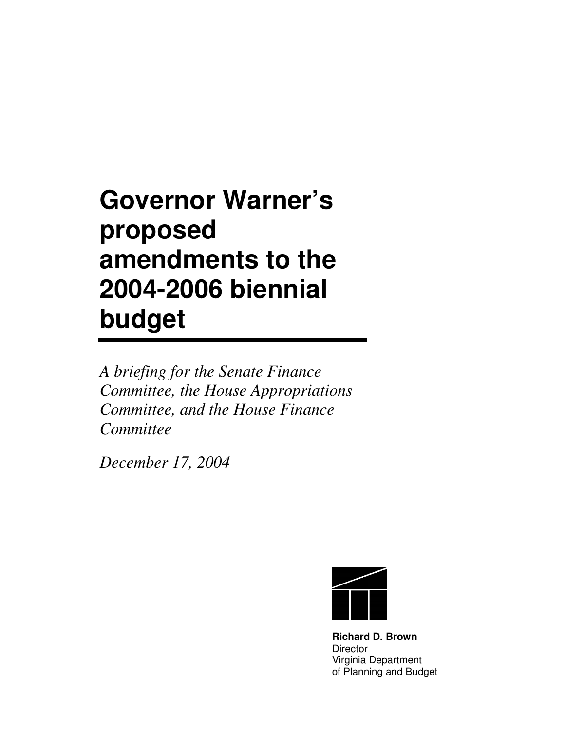# Governor Warner's proposed amendments to the 2004-2006 biennial budget

*A briefing for the Senate Finance Committee, the House Appropriations Committee, and the House Finance Committee*

*December 17, 2004*

**Richard D. Brown**
Director
Virginia Department
of Planning and Budget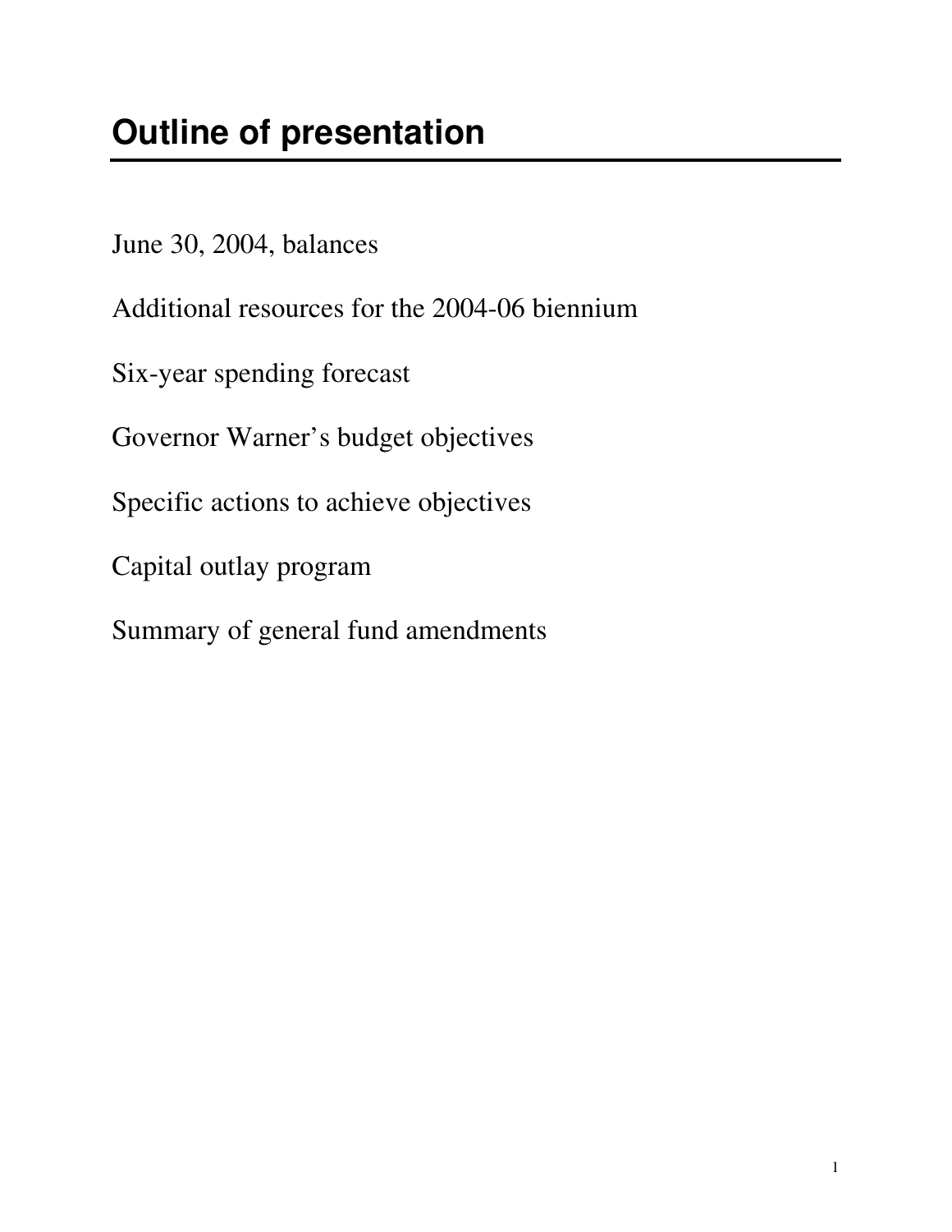# Outline of presentation

June 30, 2004, balances

Additional resources for the 2004-06 biennium

Six-year spending forecast

Governor Warner's budget objectives

Specific actions to achieve objectives

Capital outlay program

Summary of general fund amendments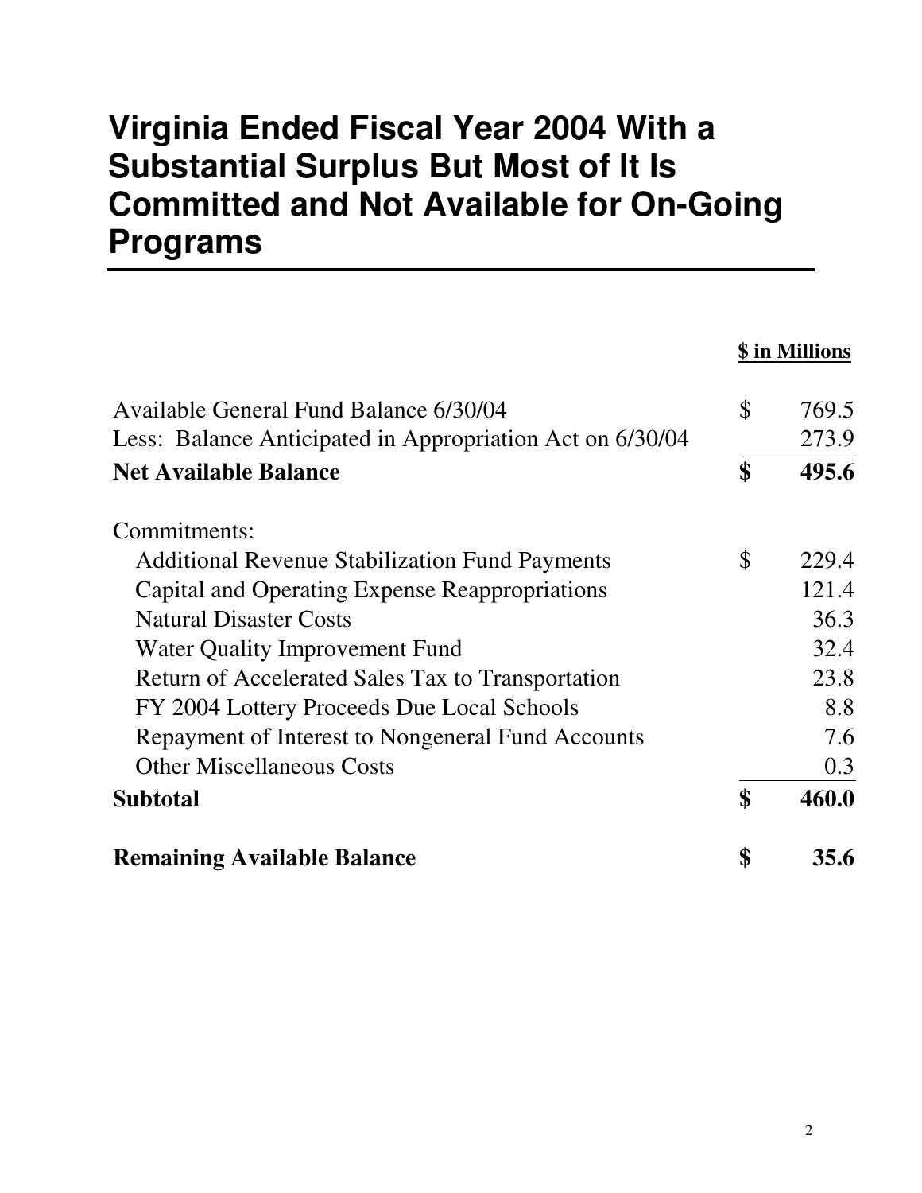# Virginia Ended Fiscal Year 2004 With a Substantial Surplus But Most of It Is Committed and Not Available for On-Going Programs

| | | $ in Millions |
|---|---|---|
| Available General Fund Balance 6/30/04 | $ | 769.5 |
| Less: Balance Anticipated in Appropriation Act on 6/30/04 | | 273.9 |
| **Net Available Balance** | **$** | **495.6** |
| Commitments: | | |
| Additional Revenue Stabilization Fund Payments | $ | 229.4 |
| Capital and Operating Expense Reappropriations | | 121.4 |
| Natural Disaster Costs | | 36.3 |
| Water Quality Improvement Fund | | 32.4 |
| Return of Accelerated Sales Tax to Transportation | | 23.8 |
| FY 2004 Lottery Proceeds Due Local Schools | | 8.8 |
| Repayment of Interest to Nongeneral Fund Accounts | | 7.6 |
| Other Miscellaneous Costs | | 0.3 |
| **Subtotal** | **$** | **460.0** |
| **Remaining Available Balance** | **$** | **35.6** |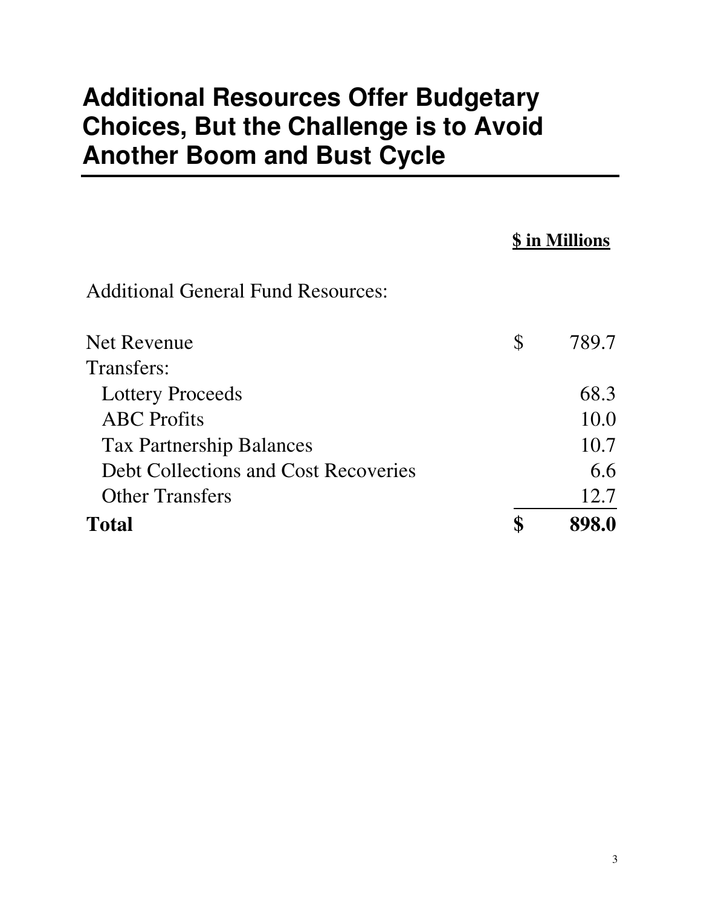# Additional Resources Offer Budgetary Choices, But the Challenge is to Avoid Another Boom and Bust Cycle

| | $ in Millions |
|---|---|
| Additional General Fund Resources: | |
| Net Revenue | $ 789.7 |
| Transfers: | |
| Lottery Proceeds | 68.3 |
| ABC Profits | 10.0 |
| Tax Partnership Balances | 10.7 |
| Debt Collections and Cost Recoveries | 6.6 |
| Other Transfers | 12.7 |
| **Total** | **$ 898.0** |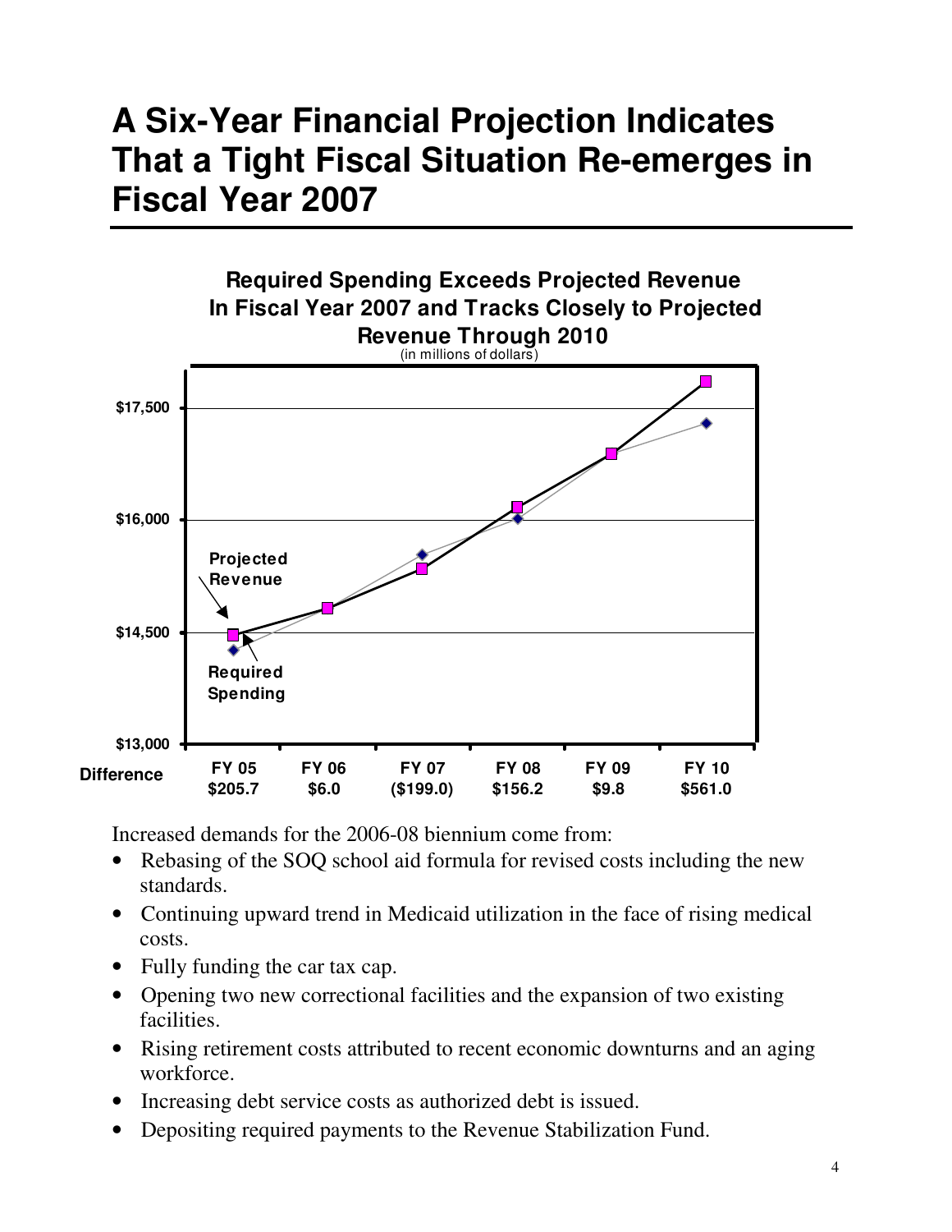# A Six-Year Financial Projection Indicates That a Tight Fiscal Situation Re-emerges in Fiscal Year 2007

**Required Spending Exceeds Projected Revenue In Fiscal Year 2007 and Tracks Closely to Projected Revenue Through 2010**

(in millions of dollars)

$17,500

$16,000

$14,500

$13,000

Projected Revenue

Required Spending

Difference

FY 05 $205.7

FY 06 $6.0

FY 07 ($199.0)

FY 08 $156.2

FY 09 $9.8

FY 10 $561.0

Increased demands for the 2006-08 biennium come from:

- Rebasing of the SOQ school aid formula for revised costs including the new standards.
- Continuing upward trend in Medicaid utilization in the face of rising medical costs.
- Fully funding the car tax cap.
- Opening two new correctional facilities and the expansion of two existing facilities.
- Rising retirement costs attributed to recent economic downturns and an aging workforce.
- Increasing debt service costs as authorized debt is issued.
- Depositing required payments to the Revenue Stabilization Fund.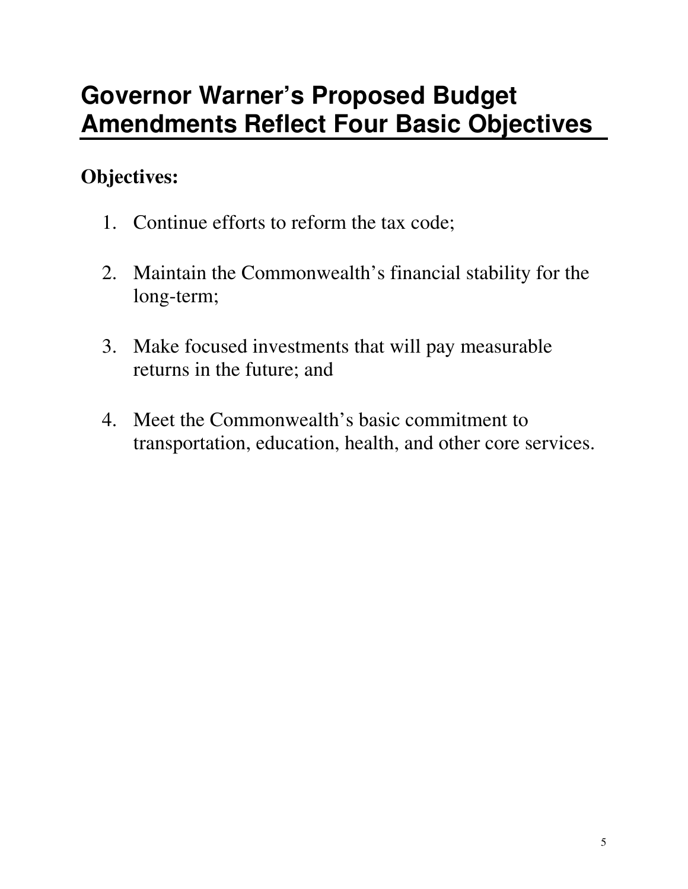# Governor Warner's Proposed Budget Amendments Reflect Four Basic Objectives

**Objectives:**

1. Continue efforts to reform the tax code;
2. Maintain the Commonwealth's financial stability for the long-term;
3. Make focused investments that will pay measurable returns in the future; and
4. Meet the Commonwealth's basic commitment to transportation, education, health, and other core services.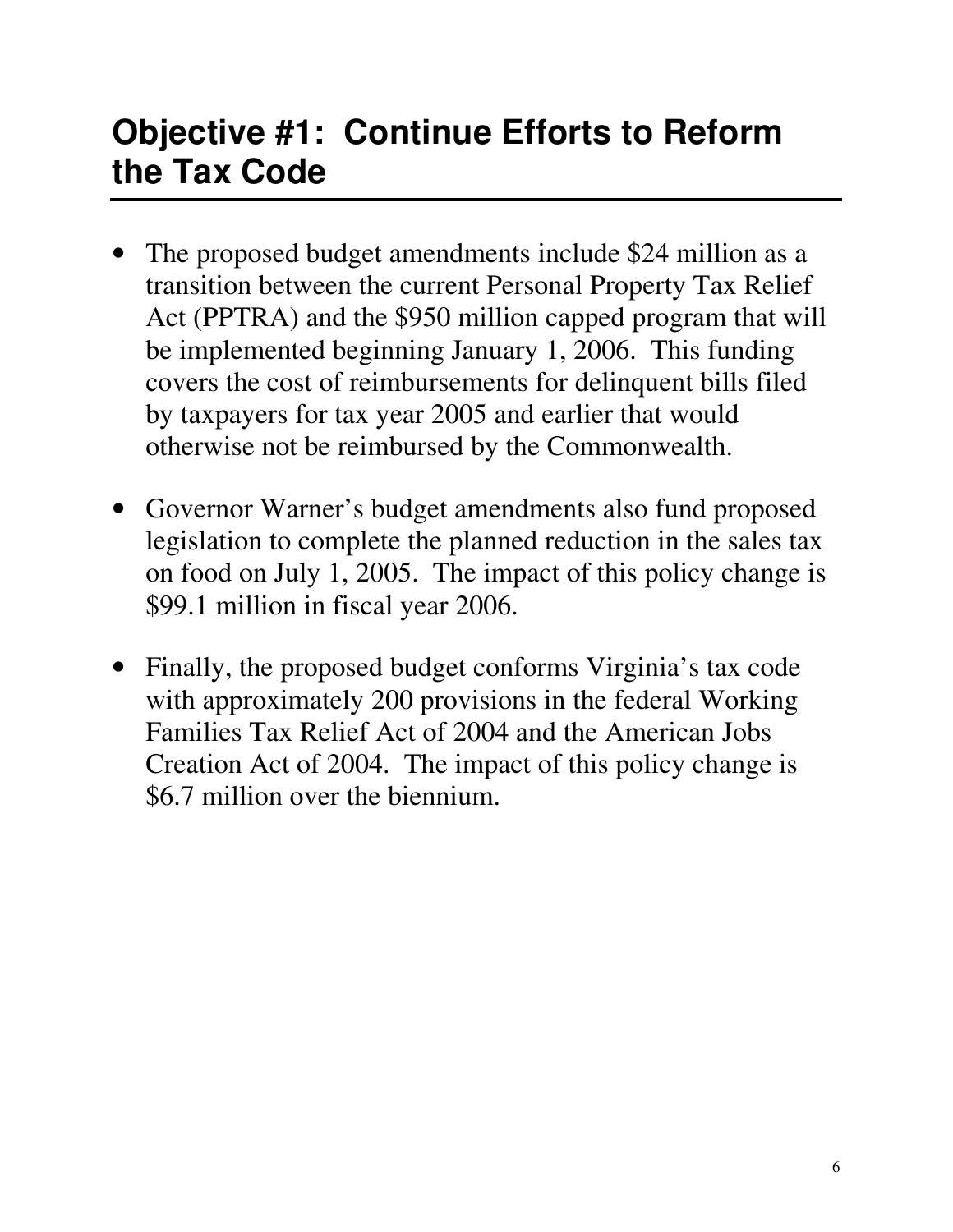# Objective #1: Continue Efforts to Reform the Tax Code

- The proposed budget amendments include $24 million as a transition between the current Personal Property Tax Relief Act (PPTRA) and the $950 million capped program that will be implemented beginning January 1, 2006. This funding covers the cost of reimbursements for delinquent bills filed by taxpayers for tax year 2005 and earlier that would otherwise not be reimbursed by the Commonwealth.

- Governor Warner's budget amendments also fund proposed legislation to complete the planned reduction in the sales tax on food on July 1, 2005. The impact of this policy change is $99.1 million in fiscal year 2006.

- Finally, the proposed budget conforms Virginia's tax code with approximately 200 provisions in the federal Working Families Tax Relief Act of 2004 and the American Jobs Creation Act of 2004. The impact of this policy change is $6.7 million over the biennium.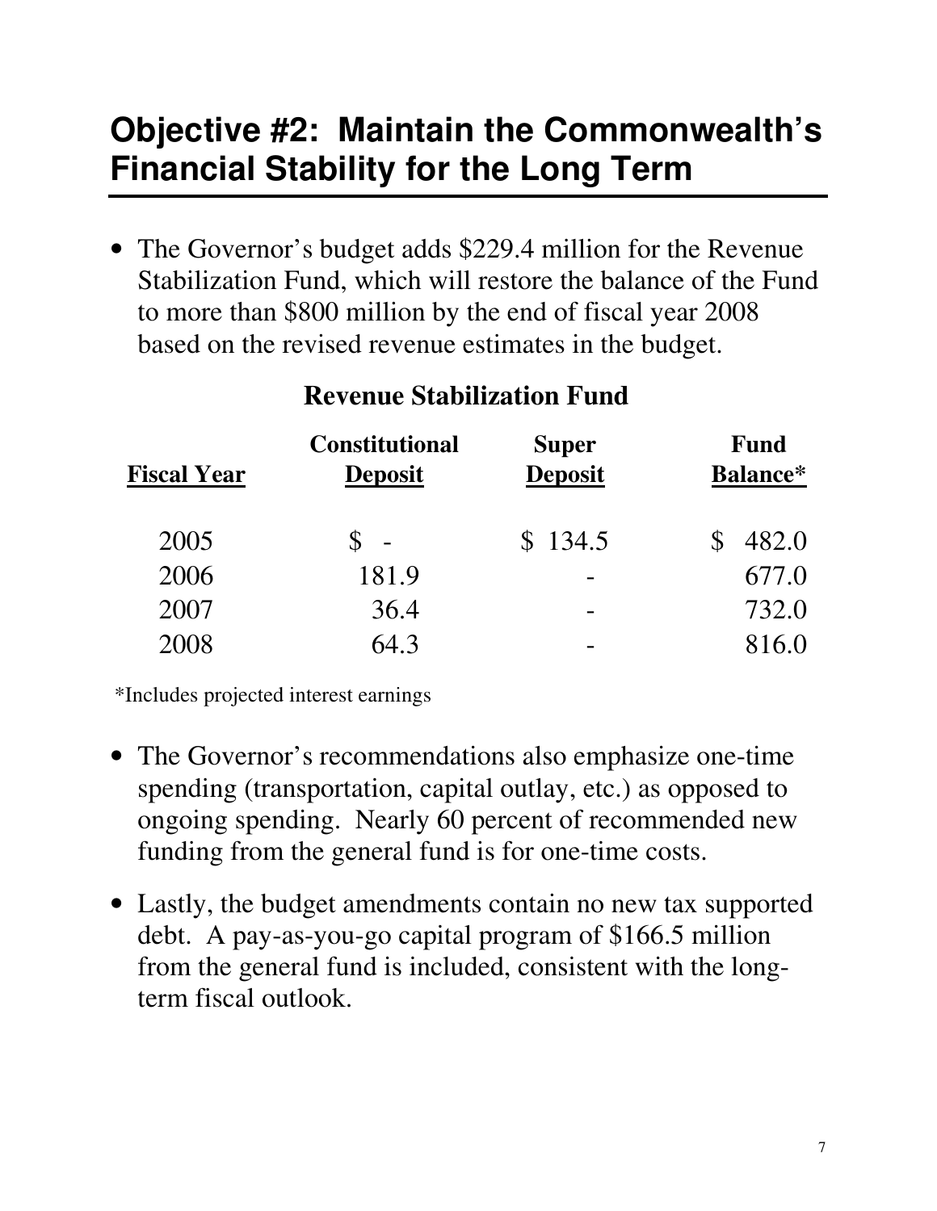# Objective #2: Maintain the Commonwealth's Financial Stability for the Long Term

- The Governor's budget adds $229.4 million for the Revenue Stabilization Fund, which will restore the balance of the Fund to more than $800 million by the end of fiscal year 2008 based on the revised revenue estimates in the budget.

**Revenue Stabilization Fund**

| Fiscal Year | Constitutional Deposit | Super Deposit | Fund Balance* |
|---|---|---|---|
| 2005 | $ - | $ 134.5 | $ 482.0 |
| 2006 | 181.9 | - | 677.0 |
| 2007 | 36.4 | - | 732.0 |
| 2008 | 64.3 | - | 816.0 |

*Includes projected interest earnings

- The Governor's recommendations also emphasize one-time spending (transportation, capital outlay, etc.) as opposed to ongoing spending. Nearly 60 percent of recommended new funding from the general fund is for one-time costs.

- Lastly, the budget amendments contain no new tax supported debt. A pay-as-you-go capital program of $166.5 million from the general fund is included, consistent with the long-term fiscal outlook.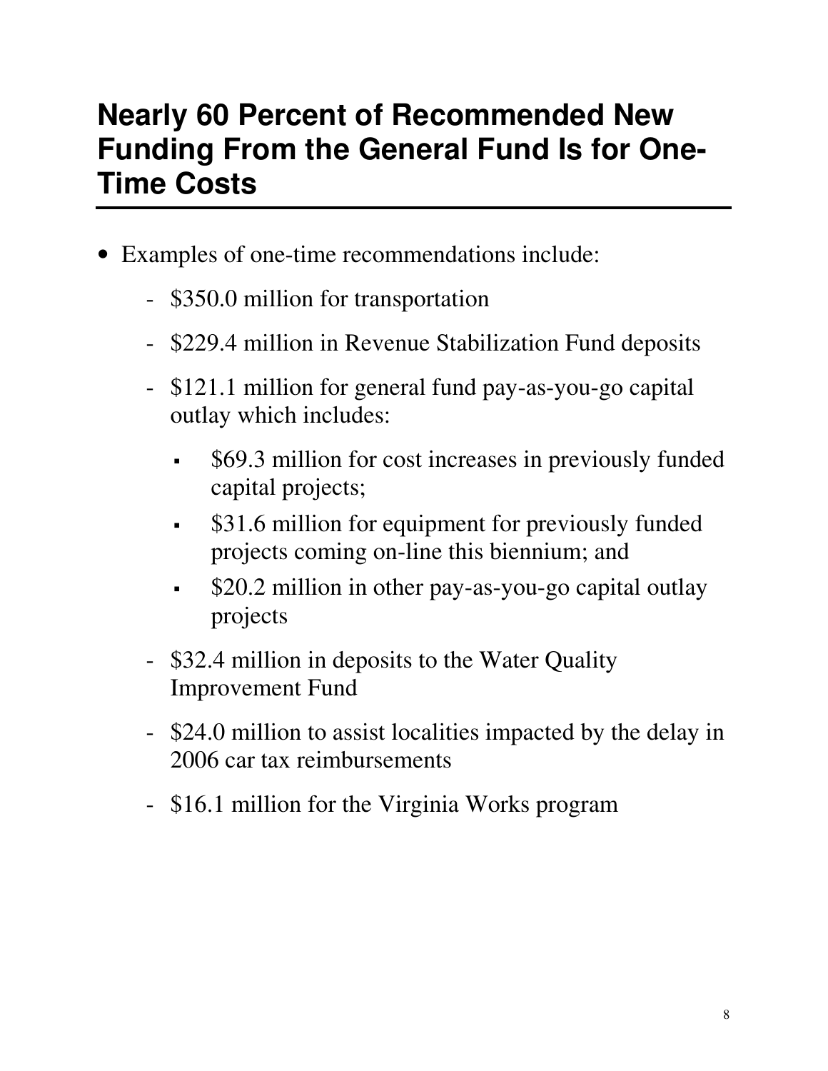# Nearly 60 Percent of Recommended New Funding From the General Fund Is for One-Time Costs

- Examples of one-time recommendations include:
  - $350.0 million for transportation
  - $229.4 million in Revenue Stabilization Fund deposits
  - $121.1 million for general fund pay-as-you-go capital outlay which includes:
    - $69.3 million for cost increases in previously funded capital projects;
    - $31.6 million for equipment for previously funded projects coming on-line this biennium; and
    - $20.2 million in other pay-as-you-go capital outlay projects
  - $32.4 million in deposits to the Water Quality Improvement Fund
  - $24.0 million to assist localities impacted by the delay in 2006 car tax reimbursements
  - $16.1 million for the Virginia Works program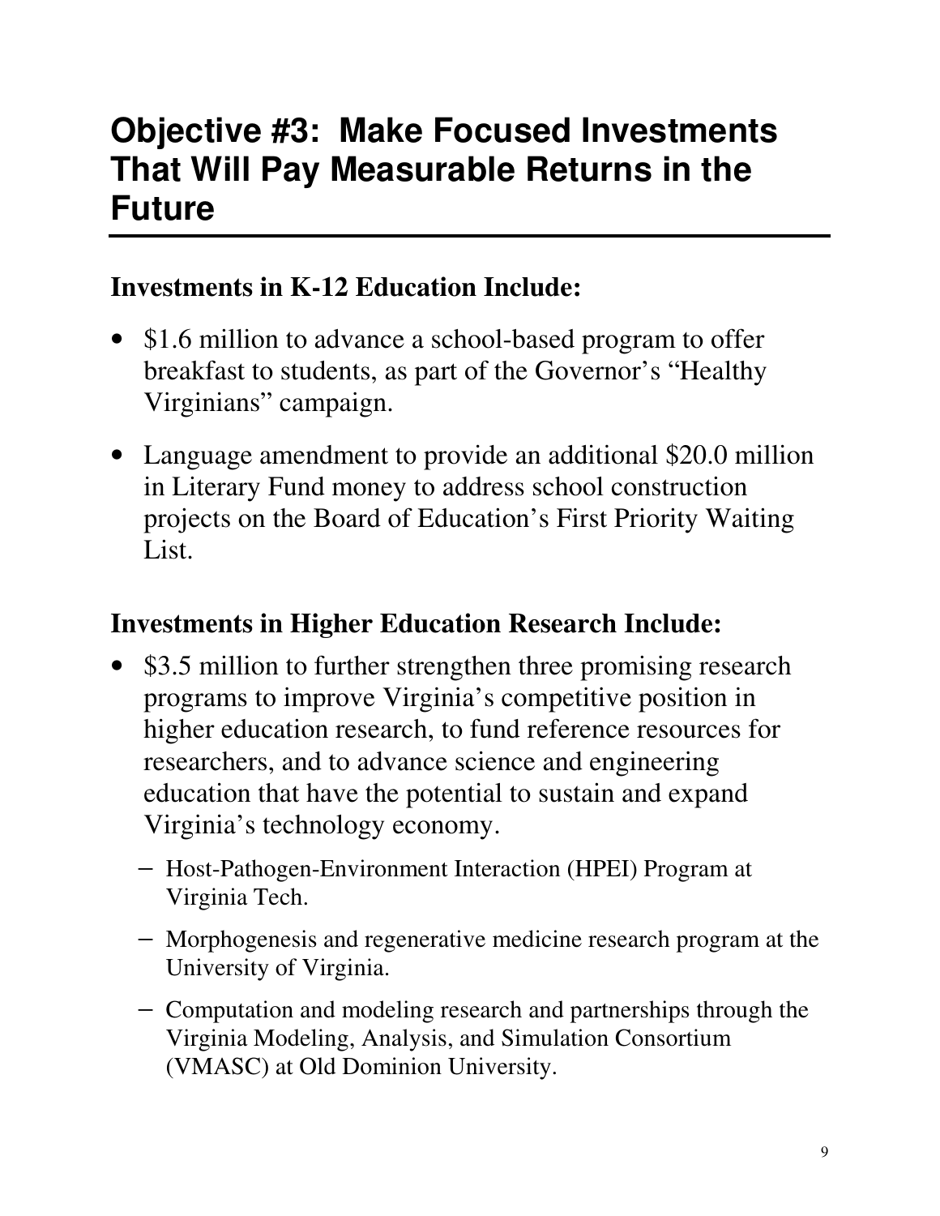# Objective #3: Make Focused Investments That Will Pay Measurable Returns in the Future

## Investments in K-12 Education Include:

- $1.6 million to advance a school-based program to offer breakfast to students, as part of the Governor's "Healthy Virginians" campaign.
- Language amendment to provide an additional $20.0 million in Literary Fund money to address school construction projects on the Board of Education's First Priority Waiting List.

## Investments in Higher Education Research Include:

- $3.5 million to further strengthen three promising research programs to improve Virginia's competitive position in higher education research, to fund reference resources for researchers, and to advance science and engineering education that have the potential to sustain and expand Virginia's technology economy.
  - Host-Pathogen-Environment Interaction (HPEI) Program at Virginia Tech.
  - Morphogenesis and regenerative medicine research program at the University of Virginia.
  - Computation and modeling research and partnerships through the Virginia Modeling, Analysis, and Simulation Consortium (VMASC) at Old Dominion University.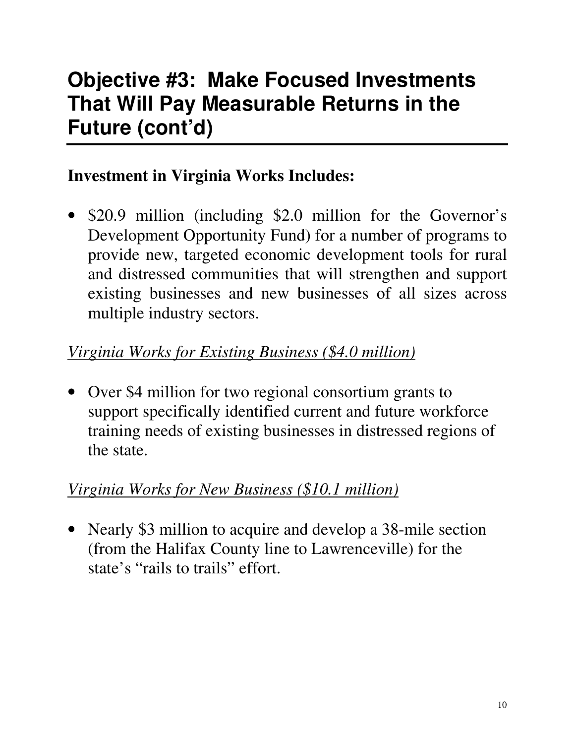# Objective #3: Make Focused Investments That Will Pay Measurable Returns in the Future (cont'd)

**Investment in Virginia Works Includes:**

- $20.9 million (including $2.0 million for the Governor's Development Opportunity Fund) for a number of programs to provide new, targeted economic development tools for rural and distressed communities that will strengthen and support existing businesses and new businesses of all sizes across multiple industry sectors.

<u>*Virginia Works for Existing Business ($4.0 million)*</u>

- Over $4 million for two regional consortium grants to support specifically identified current and future workforce training needs of existing businesses in distressed regions of the state.

<u>*Virginia Works for New Business ($10.1 million)*</u>

- Nearly $3 million to acquire and develop a 38-mile section (from the Halifax County line to Lawrenceville) for the state's "rails to trails" effort.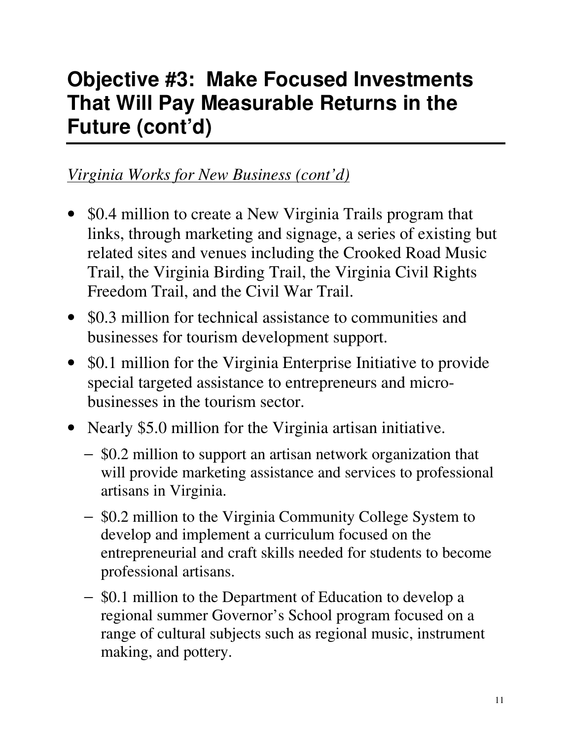# Objective #3: Make Focused Investments That Will Pay Measurable Returns in the Future (cont'd)

*Virginia Works for New Business (cont'd)*

- $0.4 million to create a New Virginia Trails program that links, through marketing and signage, a series of existing but related sites and venues including the Crooked Road Music Trail, the Virginia Birding Trail, the Virginia Civil Rights Freedom Trail, and the Civil War Trail.
- $0.3 million for technical assistance to communities and businesses for tourism development support.
- $0.1 million for the Virginia Enterprise Initiative to provide special targeted assistance to entrepreneurs and micro-businesses in the tourism sector.
- Nearly $5.0 million for the Virginia artisan initiative.
  - $0.2 million to support an artisan network organization that will provide marketing assistance and services to professional artisans in Virginia.
  - $0.2 million to the Virginia Community College System to develop and implement a curriculum focused on the entrepreneurial and craft skills needed for students to become professional artisans.
  - $0.1 million to the Department of Education to develop a regional summer Governor's School program focused on a range of cultural subjects such as regional music, instrument making, and pottery.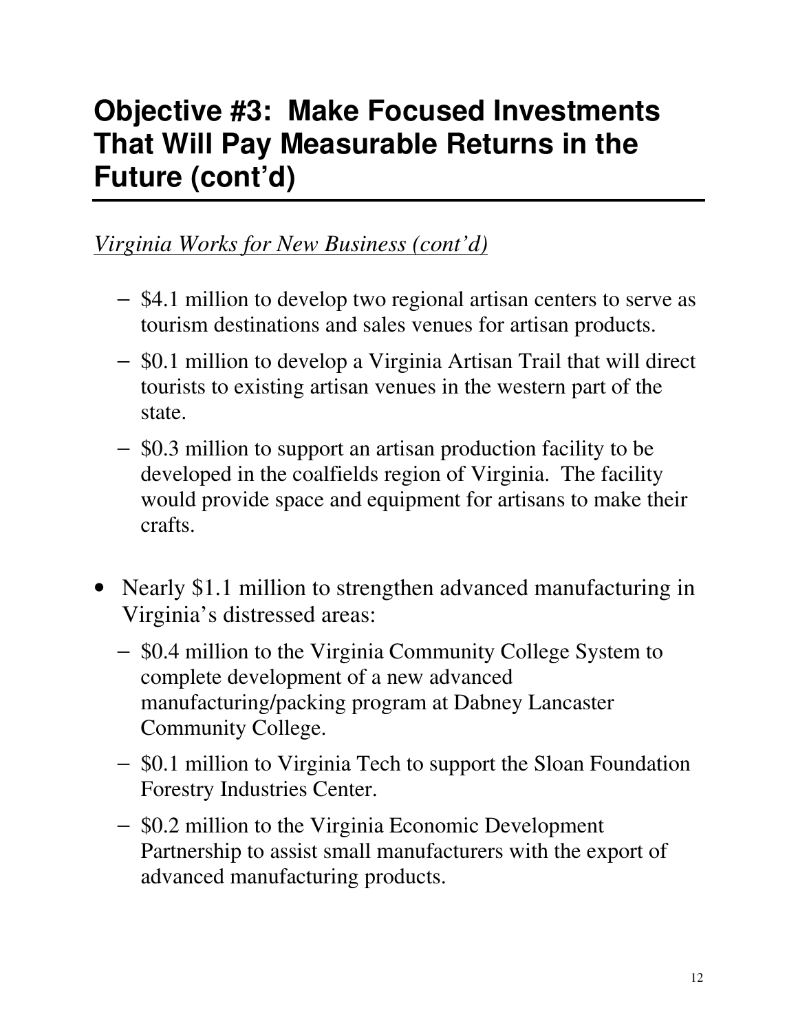# Objective #3: Make Focused Investments That Will Pay Measurable Returns in the Future (cont'd)

*Virginia Works for New Business (cont'd)*

- $4.1 million to develop two regional artisan centers to serve as tourism destinations and sales venues for artisan products.
- $0.1 million to develop a Virginia Artisan Trail that will direct tourists to existing artisan venues in the western part of the state.
- $0.3 million to support an artisan production facility to be developed in the coalfields region of Virginia. The facility would provide space and equipment for artisans to make their crafts.

- Nearly $1.1 million to strengthen advanced manufacturing in Virginia's distressed areas:
  - $0.4 million to the Virginia Community College System to complete development of a new advanced manufacturing/packing program at Dabney Lancaster Community College.
  - $0.1 million to Virginia Tech to support the Sloan Foundation Forestry Industries Center.
  - $0.2 million to the Virginia Economic Development Partnership to assist small manufacturers with the export of advanced manufacturing products.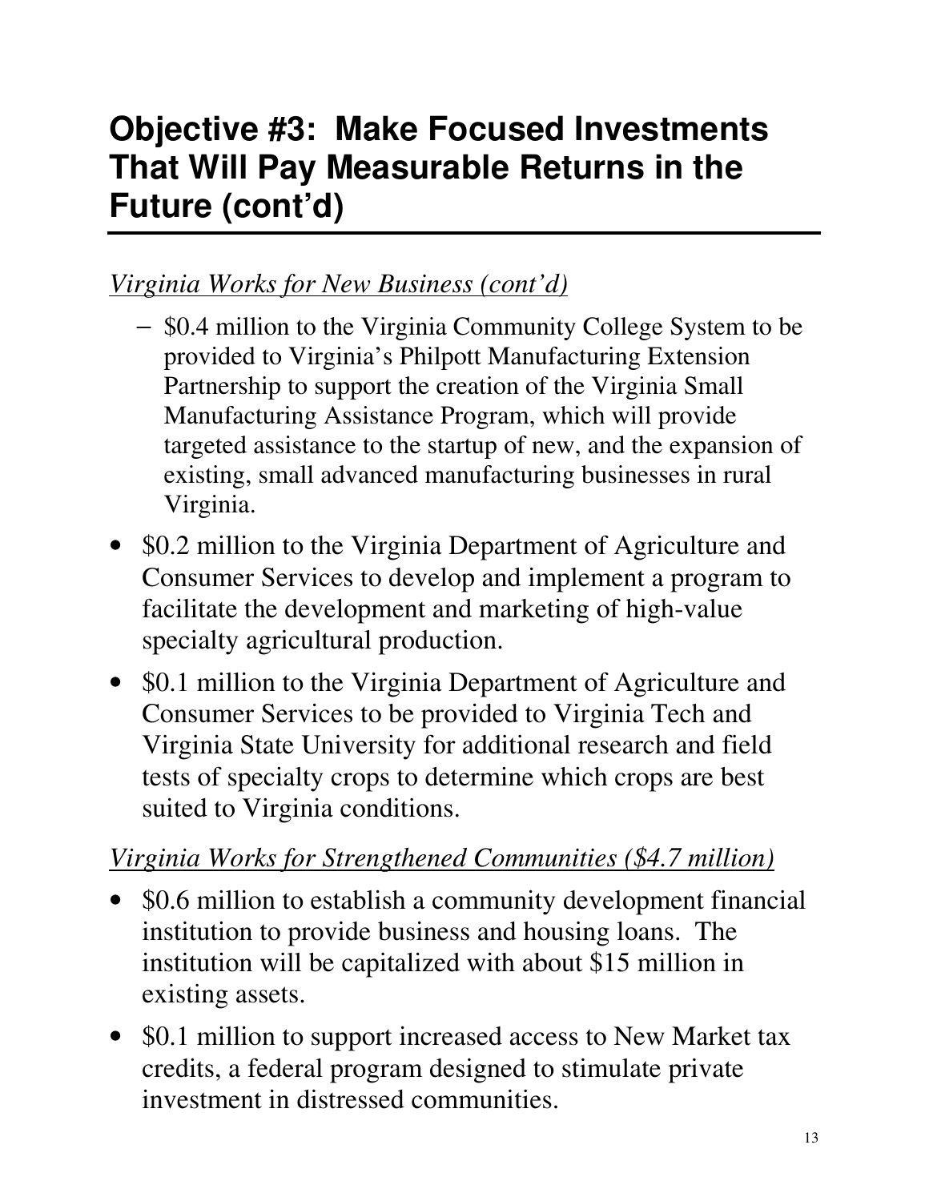# Objective #3: Make Focused Investments That Will Pay Measurable Returns in the Future (cont'd)

*Virginia Works for New Business (cont'd)*

- – $0.4 million to the Virginia Community College System to be provided to Virginia's Philpott Manufacturing Extension Partnership to support the creation of the Virginia Small Manufacturing Assistance Program, which will provide targeted assistance to the startup of new, and the expansion of existing, small advanced manufacturing businesses in rural Virginia.

- $0.2 million to the Virginia Department of Agriculture and Consumer Services to develop and implement a program to facilitate the development and marketing of high-value specialty agricultural production.
- $0.1 million to the Virginia Department of Agriculture and Consumer Services to be provided to Virginia Tech and Virginia State University for additional research and field tests of specialty crops to determine which crops are best suited to Virginia conditions.

*Virginia Works for Strengthened Communities ($4.7 million)*

- $0.6 million to establish a community development financial institution to provide business and housing loans. The institution will be capitalized with about $15 million in existing assets.
- $0.1 million to support increased access to New Market tax credits, a federal program designed to stimulate private investment in distressed communities.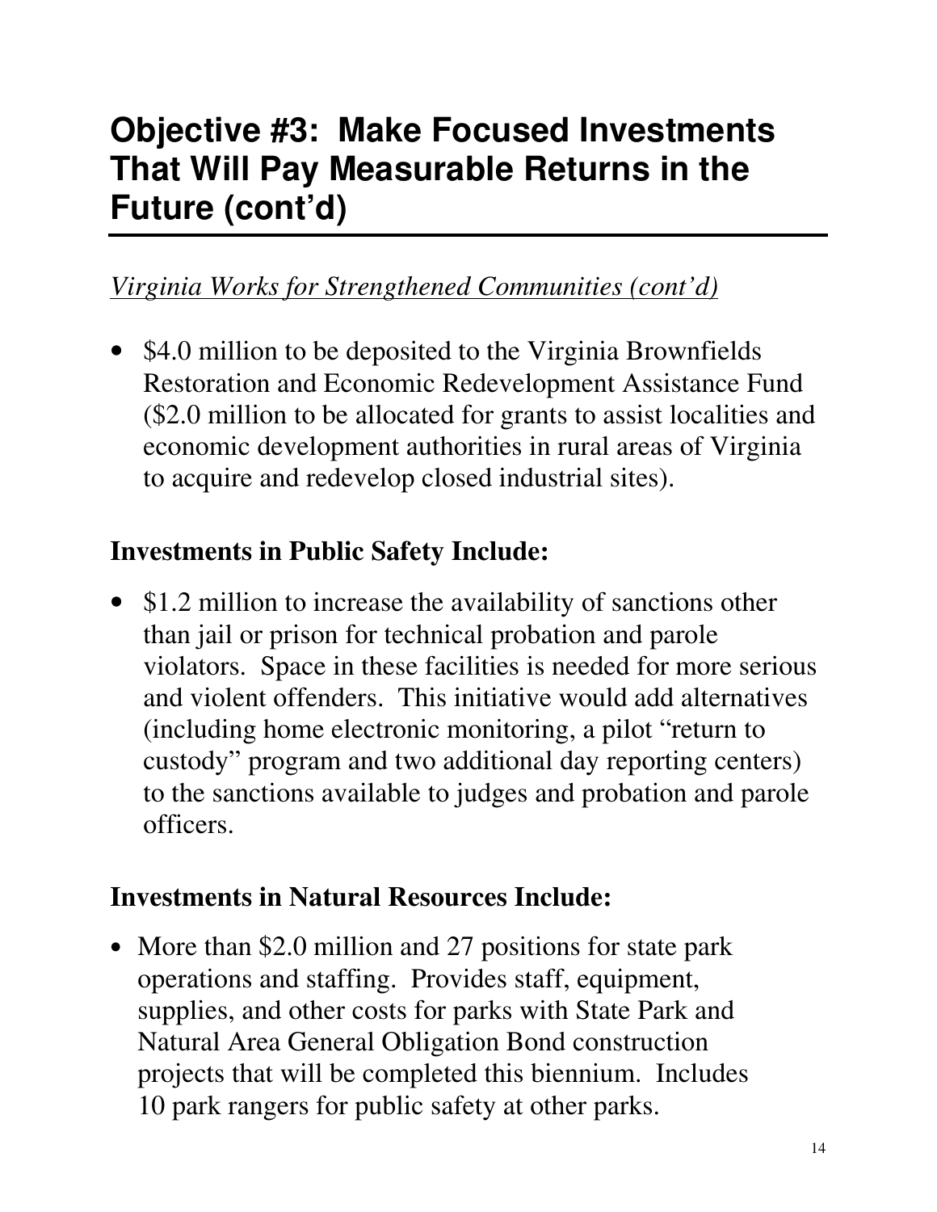# Objective #3: Make Focused Investments That Will Pay Measurable Returns in the Future (cont'd)

*Virginia Works for Strengthened Communities (cont'd)*

- $4.0 million to be deposited to the Virginia Brownfields Restoration and Economic Redevelopment Assistance Fund ($2.0 million to be allocated for grants to assist localities and economic development authorities in rural areas of Virginia to acquire and redevelop closed industrial sites).

## Investments in Public Safety Include:

- $1.2 million to increase the availability of sanctions other than jail or prison for technical probation and parole violators. Space in these facilities is needed for more serious and violent offenders. This initiative would add alternatives (including home electronic monitoring, a pilot "return to custody" program and two additional day reporting centers) to the sanctions available to judges and probation and parole officers.

## Investments in Natural Resources Include:

- More than $2.0 million and 27 positions for state park operations and staffing. Provides staff, equipment, supplies, and other costs for parks with State Park and Natural Area General Obligation Bond construction projects that will be completed this biennium. Includes 10 park rangers for public safety at other parks.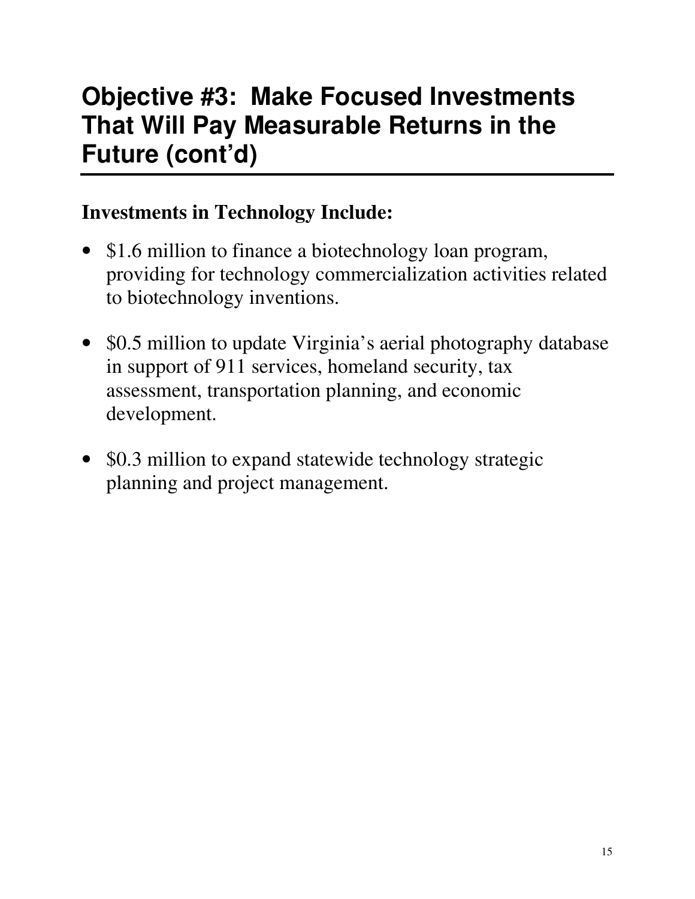# Objective #3: Make Focused Investments That Will Pay Measurable Returns in the Future (cont'd)

**Investments in Technology Include:**

- $1.6 million to finance a biotechnology loan program, providing for technology commercialization activities related to biotechnology inventions.

- $0.5 million to update Virginia's aerial photography database in support of 911 services, homeland security, tax assessment, transportation planning, and economic development.

- $0.3 million to expand statewide technology strategic planning and project management.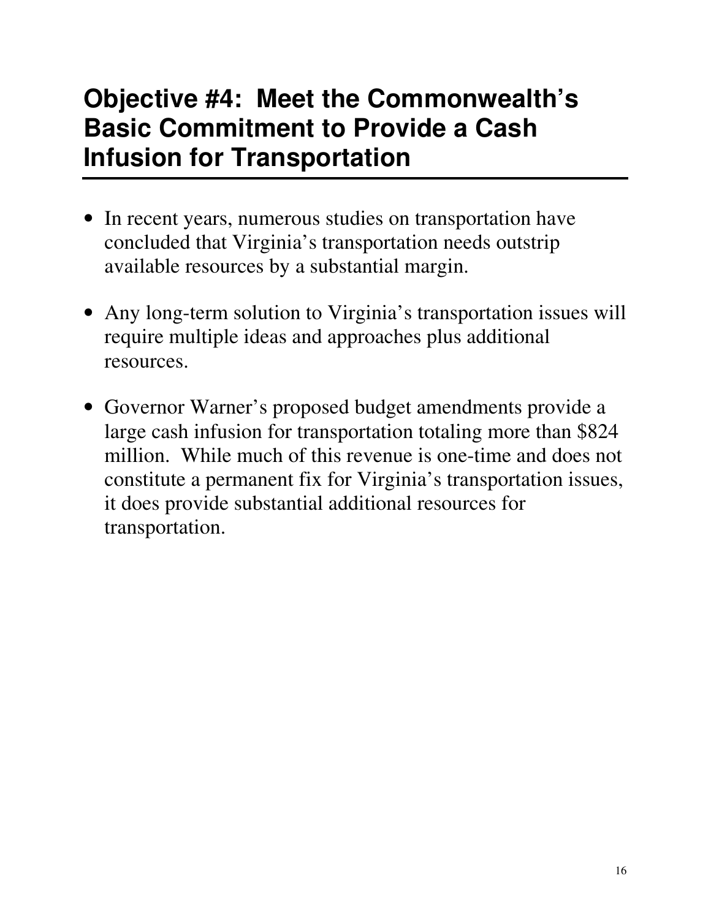# Objective #4: Meet the Commonwealth's Basic Commitment to Provide a Cash Infusion for Transportation

- In recent years, numerous studies on transportation have concluded that Virginia's transportation needs outstrip available resources by a substantial margin.

- Any long-term solution to Virginia's transportation issues will require multiple ideas and approaches plus additional resources.

- Governor Warner's proposed budget amendments provide a large cash infusion for transportation totaling more than $824 million. While much of this revenue is one-time and does not constitute a permanent fix for Virginia's transportation issues, it does provide substantial additional resources for transportation.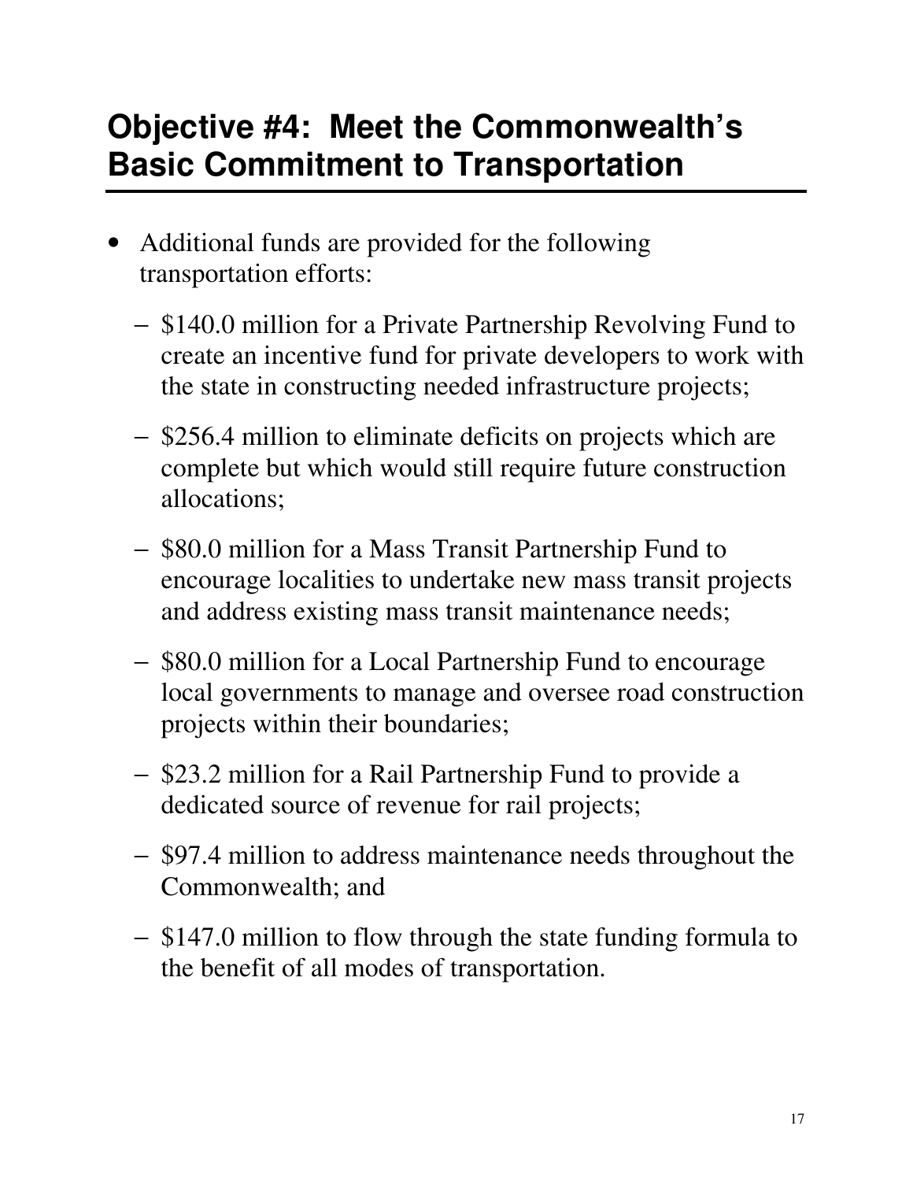# Objective #4: Meet the Commonwealth's Basic Commitment to Transportation

- Additional funds are provided for the following transportation efforts:
  - $140.0 million for a Private Partnership Revolving Fund to create an incentive fund for private developers to work with the state in constructing needed infrastructure projects;
  - $256.4 million to eliminate deficits on projects which are complete but which would still require future construction allocations;
  - $80.0 million for a Mass Transit Partnership Fund to encourage localities to undertake new mass transit projects and address existing mass transit maintenance needs;
  - $80.0 million for a Local Partnership Fund to encourage local governments to manage and oversee road construction projects within their boundaries;
  - $23.2 million for a Rail Partnership Fund to provide a dedicated source of revenue for rail projects;
  - $97.4 million to address maintenance needs throughout the Commonwealth; and
  - $147.0 million to flow through the state funding formula to the benefit of all modes of transportation.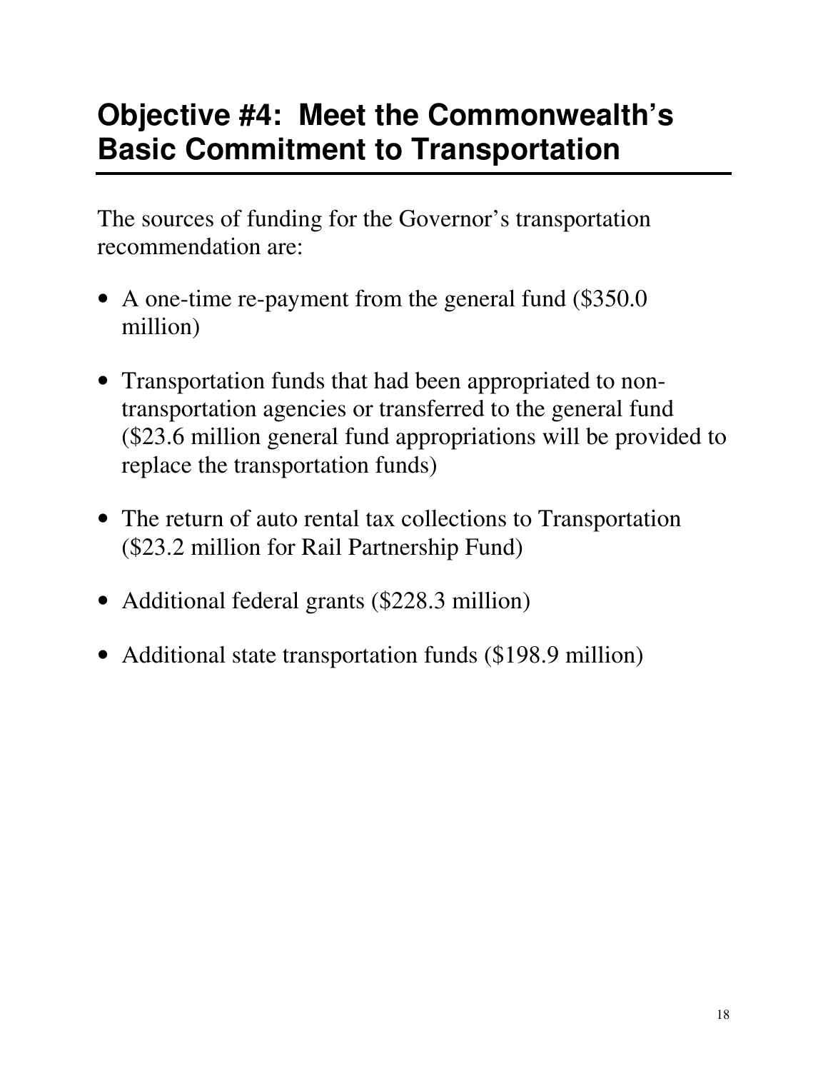# Objective #4: Meet the Commonwealth's Basic Commitment to Transportation

The sources of funding for the Governor's transportation recommendation are:

- A one-time re-payment from the general fund ($350.0 million)
- Transportation funds that had been appropriated to non-transportation agencies or transferred to the general fund ($23.6 million general fund appropriations will be provided to replace the transportation funds)
- The return of auto rental tax collections to Transportation ($23.2 million for Rail Partnership Fund)
- Additional federal grants ($228.3 million)
- Additional state transportation funds ($198.9 million)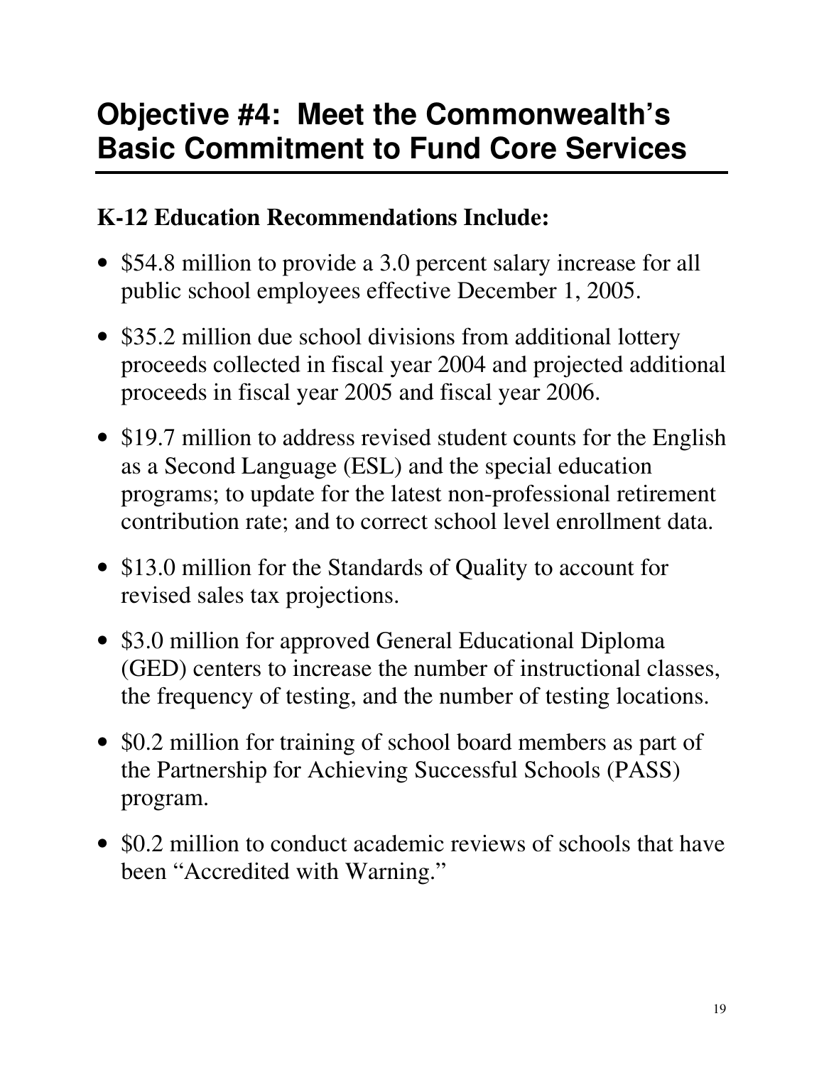# Objective #4: Meet the Commonwealth's Basic Commitment to Fund Core Services

## K-12 Education Recommendations Include:

- $54.8 million to provide a 3.0 percent salary increase for all public school employees effective December 1, 2005.
- $35.2 million due school divisions from additional lottery proceeds collected in fiscal year 2004 and projected additional proceeds in fiscal year 2005 and fiscal year 2006.
- $19.7 million to address revised student counts for the English as a Second Language (ESL) and the special education programs; to update for the latest non-professional retirement contribution rate; and to correct school level enrollment data.
- $13.0 million for the Standards of Quality to account for revised sales tax projections.
- $3.0 million for approved General Educational Diploma (GED) centers to increase the number of instructional classes, the frequency of testing, and the number of testing locations.
- $0.2 million for training of school board members as part of the Partnership for Achieving Successful Schools (PASS) program.
- $0.2 million to conduct academic reviews of schools that have been "Accredited with Warning."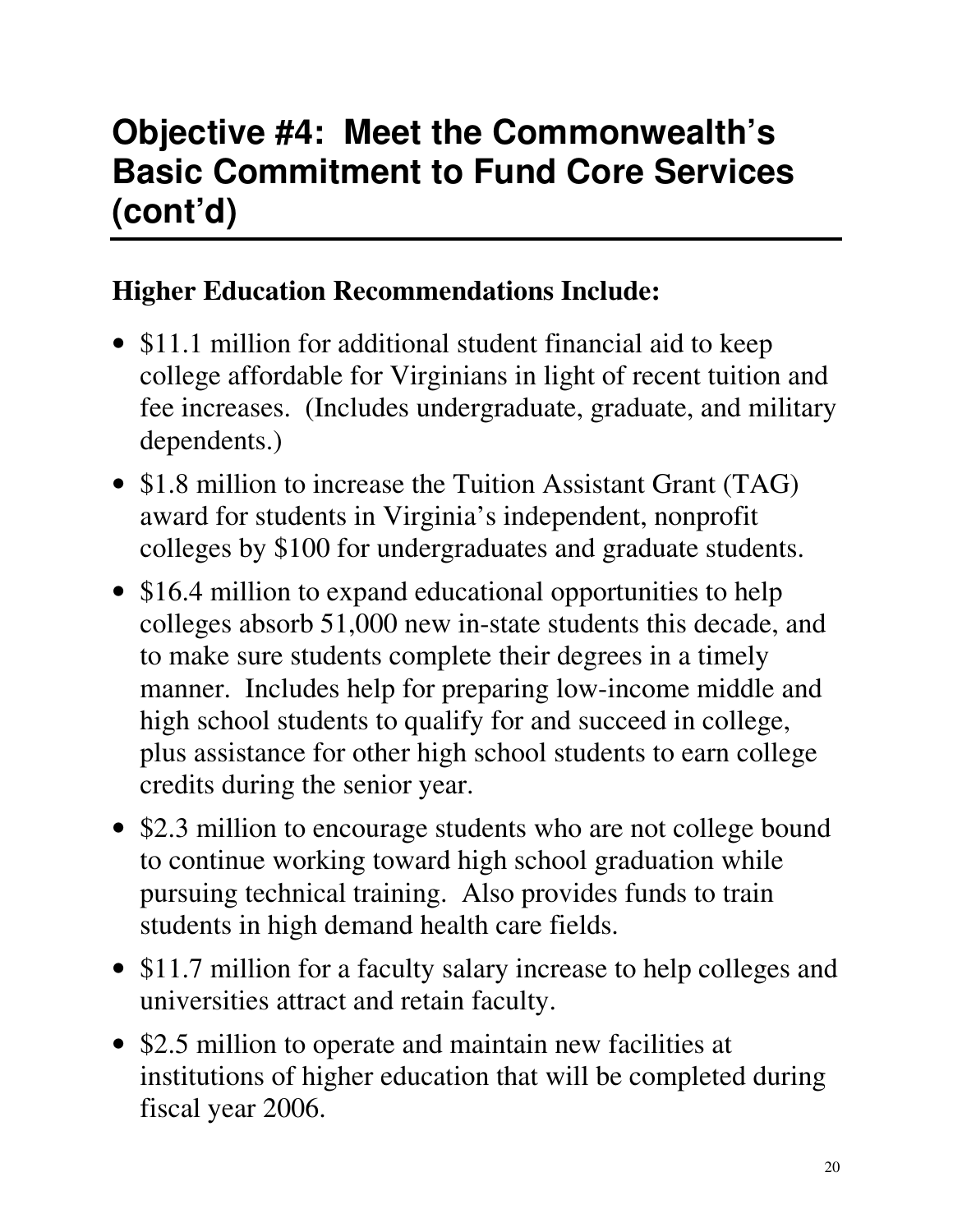# Objective #4: Meet the Commonwealth's Basic Commitment to Fund Core Services (cont'd)

## Higher Education Recommendations Include:

- $11.1 million for additional student financial aid to keep college affordable for Virginians in light of recent tuition and fee increases. (Includes undergraduate, graduate, and military dependents.)
- $1.8 million to increase the Tuition Assistant Grant (TAG) award for students in Virginia's independent, nonprofit colleges by $100 for undergraduates and graduate students.
- $16.4 million to expand educational opportunities to help colleges absorb 51,000 new in-state students this decade, and to make sure students complete their degrees in a timely manner. Includes help for preparing low-income middle and high school students to qualify for and succeed in college, plus assistance for other high school students to earn college credits during the senior year.
- $2.3 million to encourage students who are not college bound to continue working toward high school graduation while pursuing technical training. Also provides funds to train students in high demand health care fields.
- $11.7 million for a faculty salary increase to help colleges and universities attract and retain faculty.
- $2.5 million to operate and maintain new facilities at institutions of higher education that will be completed during fiscal year 2006.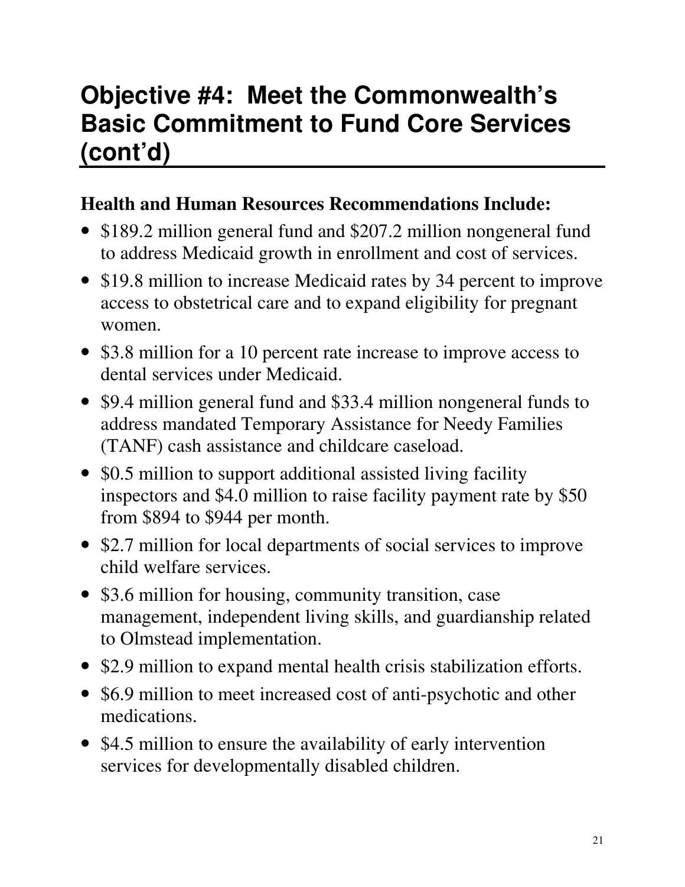# Objective #4: Meet the Commonwealth's Basic Commitment to Fund Core Services (cont'd)

**Health and Human Resources Recommendations Include:**

- $189.2 million general fund and $207.2 million nongeneral fund to address Medicaid growth in enrollment and cost of services.
- $19.8 million to increase Medicaid rates by 34 percent to improve access to obstetrical care and to expand eligibility for pregnant women.
- $3.8 million for a 10 percent rate increase to improve access to dental services under Medicaid.
- $9.4 million general fund and $33.4 million nongeneral funds to address mandated Temporary Assistance for Needy Families (TANF) cash assistance and childcare caseload.
- $0.5 million to support additional assisted living facility inspectors and $4.0 million to raise facility payment rate by $50 from $894 to $944 per month.
- $2.7 million for local departments of social services to improve child welfare services.
- $3.6 million for housing, community transition, case management, independent living skills, and guardianship related to Olmstead implementation.
- $2.9 million to expand mental health crisis stabilization efforts.
- $6.9 million to meet increased cost of anti-psychotic and other medications.
- $4.5 million to ensure the availability of early intervention services for developmentally disabled children.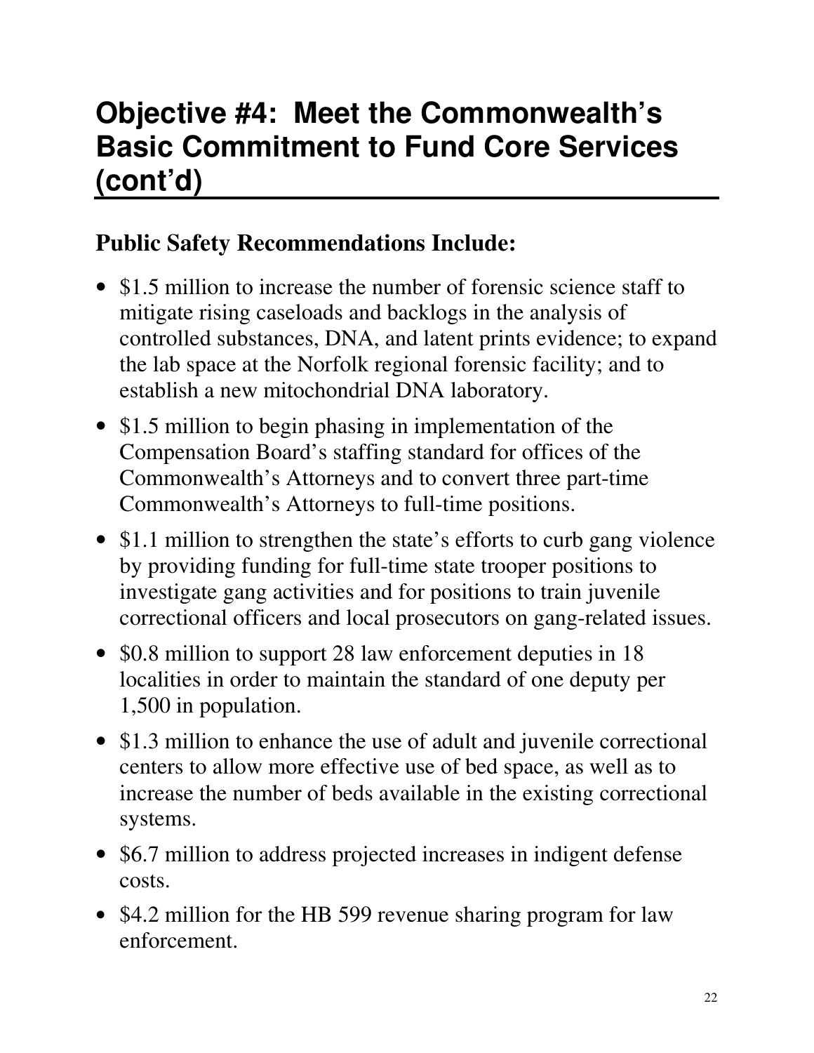# Objective #4: Meet the Commonwealth's Basic Commitment to Fund Core Services (cont'd)

## Public Safety Recommendations Include:

- $1.5 million to increase the number of forensic science staff to mitigate rising caseloads and backlogs in the analysis of controlled substances, DNA, and latent prints evidence; to expand the lab space at the Norfolk regional forensic facility; and to establish a new mitochondrial DNA laboratory.
- $1.5 million to begin phasing in implementation of the Compensation Board's staffing standard for offices of the Commonwealth's Attorneys and to convert three part-time Commonwealth's Attorneys to full-time positions.
- $1.1 million to strengthen the state's efforts to curb gang violence by providing funding for full-time state trooper positions to investigate gang activities and for positions to train juvenile correctional officers and local prosecutors on gang-related issues.
- $0.8 million to support 28 law enforcement deputies in 18 localities in order to maintain the standard of one deputy per 1,500 in population.
- $1.3 million to enhance the use of adult and juvenile correctional centers to allow more effective use of bed space, as well as to increase the number of beds available in the existing correctional systems.
- $6.7 million to address projected increases in indigent defense costs.
- $4.2 million for the HB 599 revenue sharing program for law enforcement.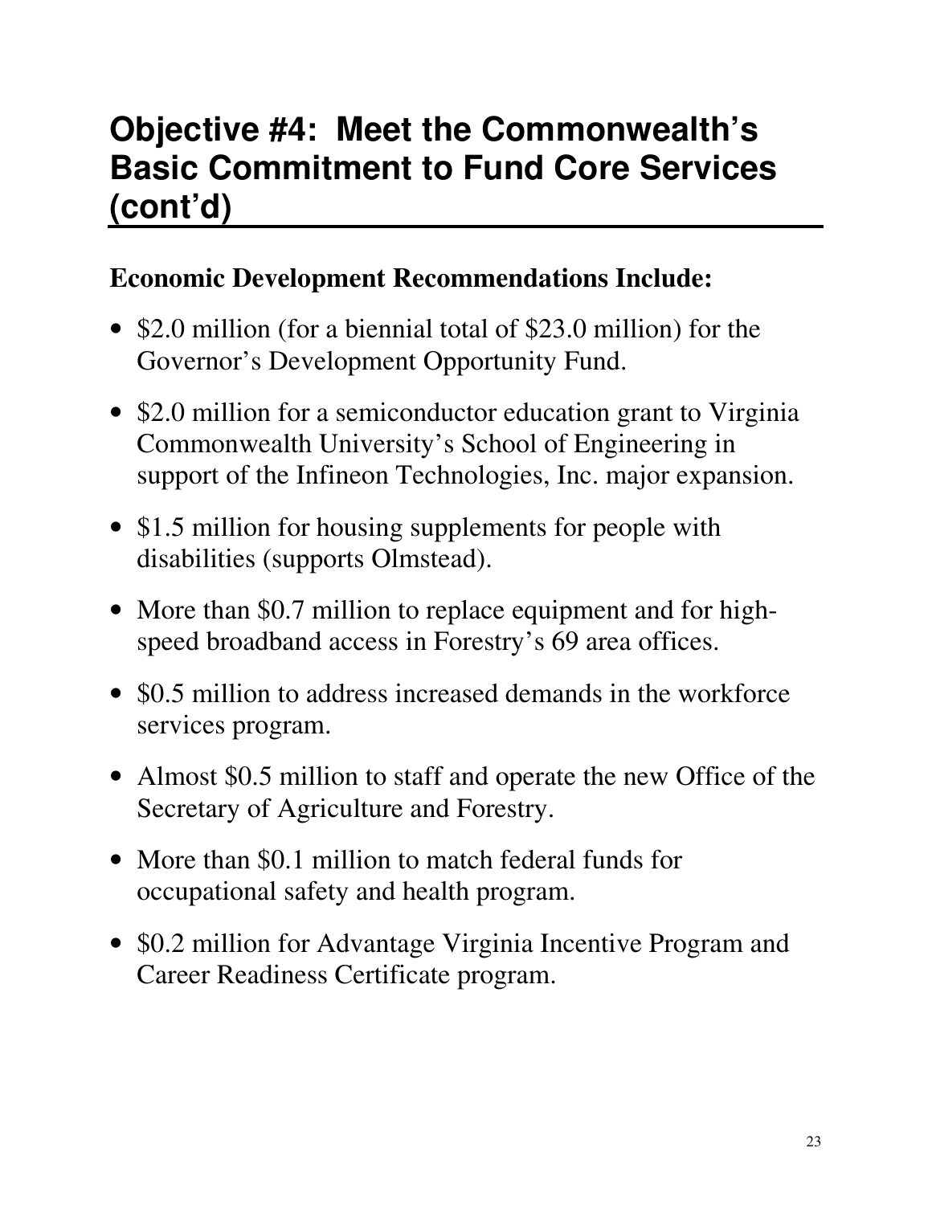# Objective #4: Meet the Commonwealth's Basic Commitment to Fund Core Services (cont'd)

**Economic Development Recommendations Include:**

- $2.0 million (for a biennial total of $23.0 million) for the Governor's Development Opportunity Fund.
- $2.0 million for a semiconductor education grant to Virginia Commonwealth University's School of Engineering in support of the Infineon Technologies, Inc. major expansion.
- $1.5 million for housing supplements for people with disabilities (supports Olmstead).
- More than $0.7 million to replace equipment and for high-speed broadband access in Forestry's 69 area offices.
- $0.5 million to address increased demands in the workforce services program.
- Almost $0.5 million to staff and operate the new Office of the Secretary of Agriculture and Forestry.
- More than $0.1 million to match federal funds for occupational safety and health program.
- $0.2 million for Advantage Virginia Incentive Program and Career Readiness Certificate program.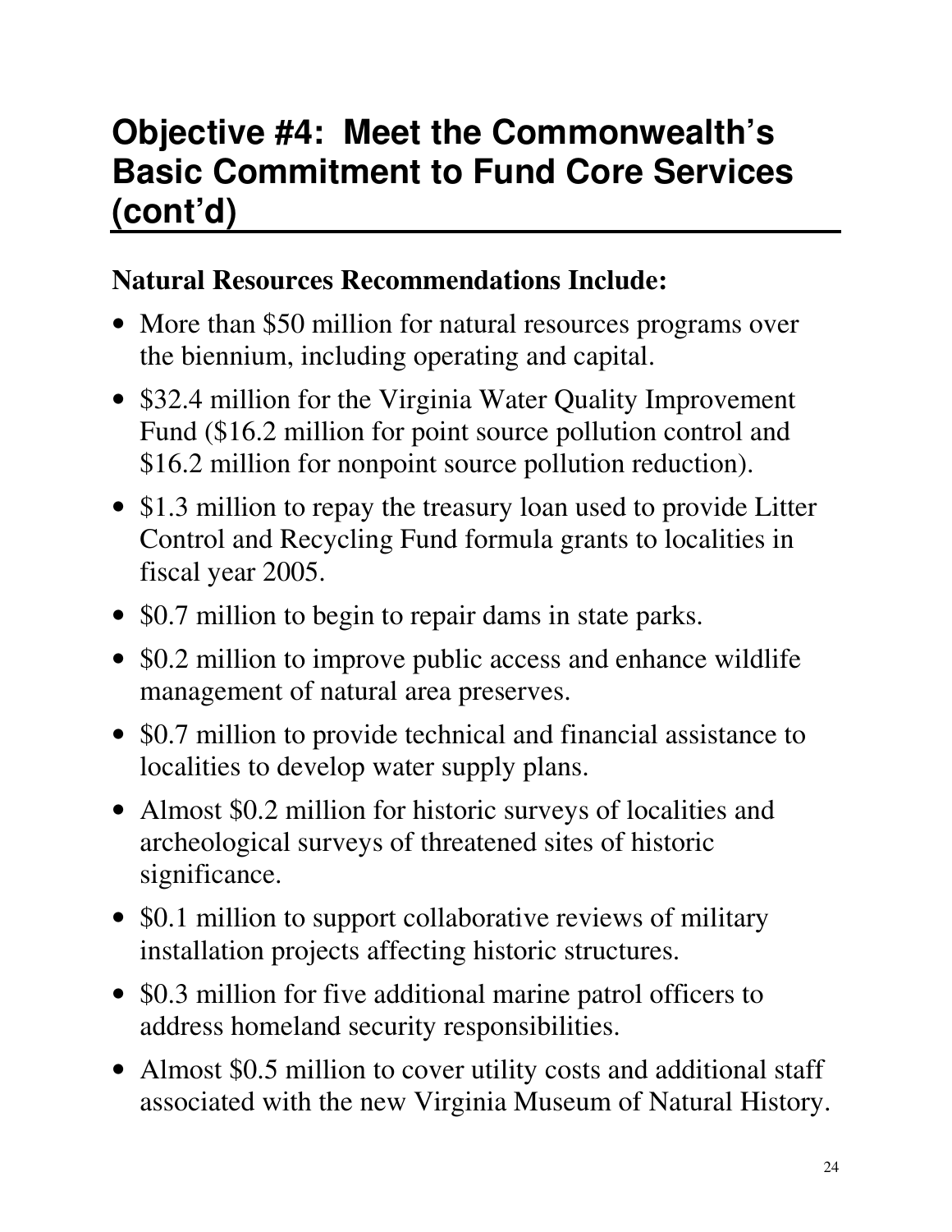# Objective #4: Meet the Commonwealth's Basic Commitment to Fund Core Services (cont'd)

**Natural Resources Recommendations Include:**

- More than $50 million for natural resources programs over the biennium, including operating and capital.
- $32.4 million for the Virginia Water Quality Improvement Fund ($16.2 million for point source pollution control and $16.2 million for nonpoint source pollution reduction).
- $1.3 million to repay the treasury loan used to provide Litter Control and Recycling Fund formula grants to localities in fiscal year 2005.
- $0.7 million to begin to repair dams in state parks.
- $0.2 million to improve public access and enhance wildlife management of natural area preserves.
- $0.7 million to provide technical and financial assistance to localities to develop water supply plans.
- Almost $0.2 million for historic surveys of localities and archeological surveys of threatened sites of historic significance.
- $0.1 million to support collaborative reviews of military installation projects affecting historic structures.
- $0.3 million for five additional marine patrol officers to address homeland security responsibilities.
- Almost $0.5 million to cover utility costs and additional staff associated with the new Virginia Museum of Natural History.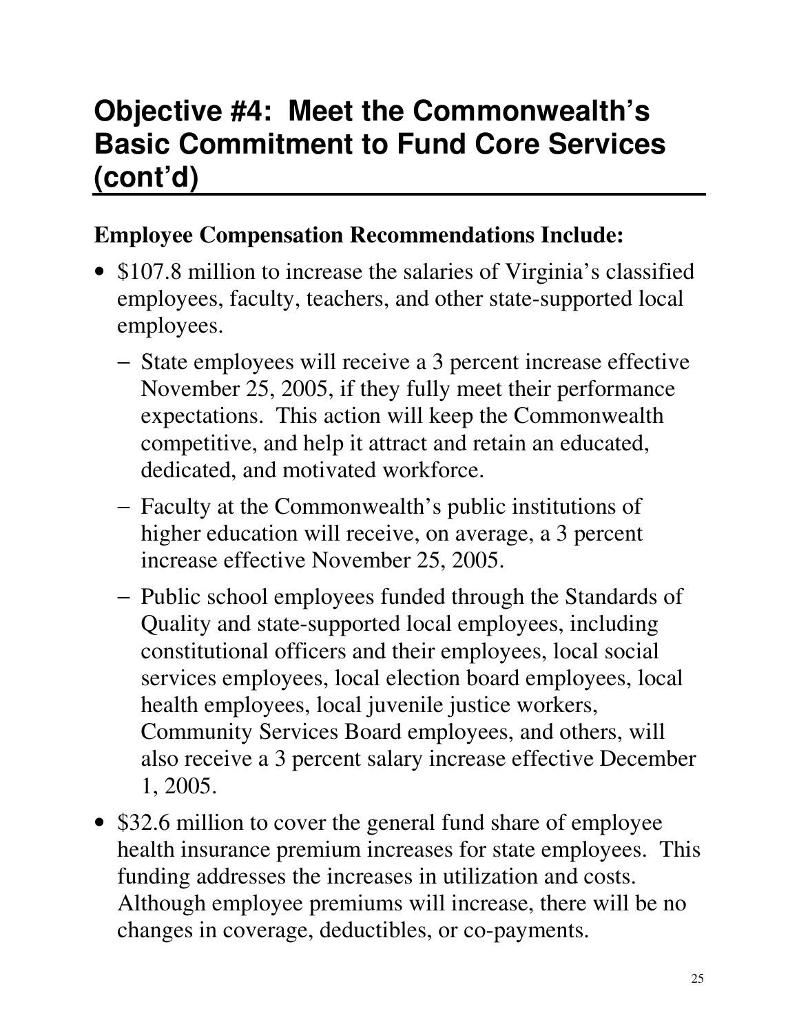# Objective #4: Meet the Commonwealth's Basic Commitment to Fund Core Services (cont'd)

**Employee Compensation Recommendations Include:**

- $107.8 million to increase the salaries of Virginia's classified employees, faculty, teachers, and other state-supported local employees.
  - State employees will receive a 3 percent increase effective November 25, 2005, if they fully meet their performance expectations. This action will keep the Commonwealth competitive, and help it attract and retain an educated, dedicated, and motivated workforce.
  - Faculty at the Commonwealth's public institutions of higher education will receive, on average, a 3 percent increase effective November 25, 2005.
  - Public school employees funded through the Standards of Quality and state-supported local employees, including constitutional officers and their employees, local social services employees, local election board employees, local health employees, local juvenile justice workers, Community Services Board employees, and others, will also receive a 3 percent salary increase effective December 1, 2005.
- $32.6 million to cover the general fund share of employee health insurance premium increases for state employees. This funding addresses the increases in utilization and costs. Although employee premiums will increase, there will be no changes in coverage, deductibles, or co-payments.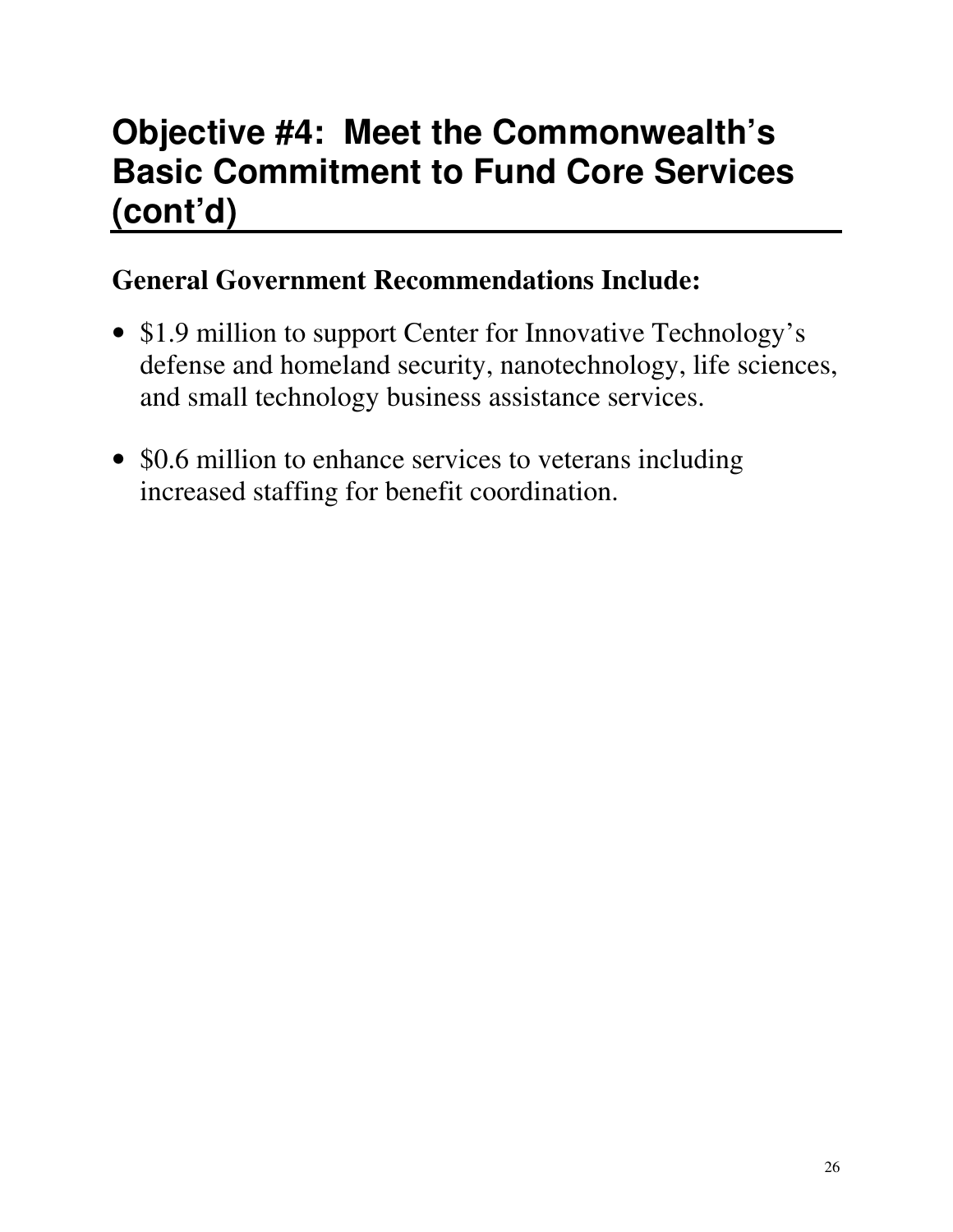# Objective #4: Meet the Commonwealth's Basic Commitment to Fund Core Services (cont'd)

**General Government Recommendations Include:**

- $1.9 million to support Center for Innovative Technology's defense and homeland security, nanotechnology, life sciences, and small technology business assistance services.

- $0.6 million to enhance services to veterans including increased staffing for benefit coordination.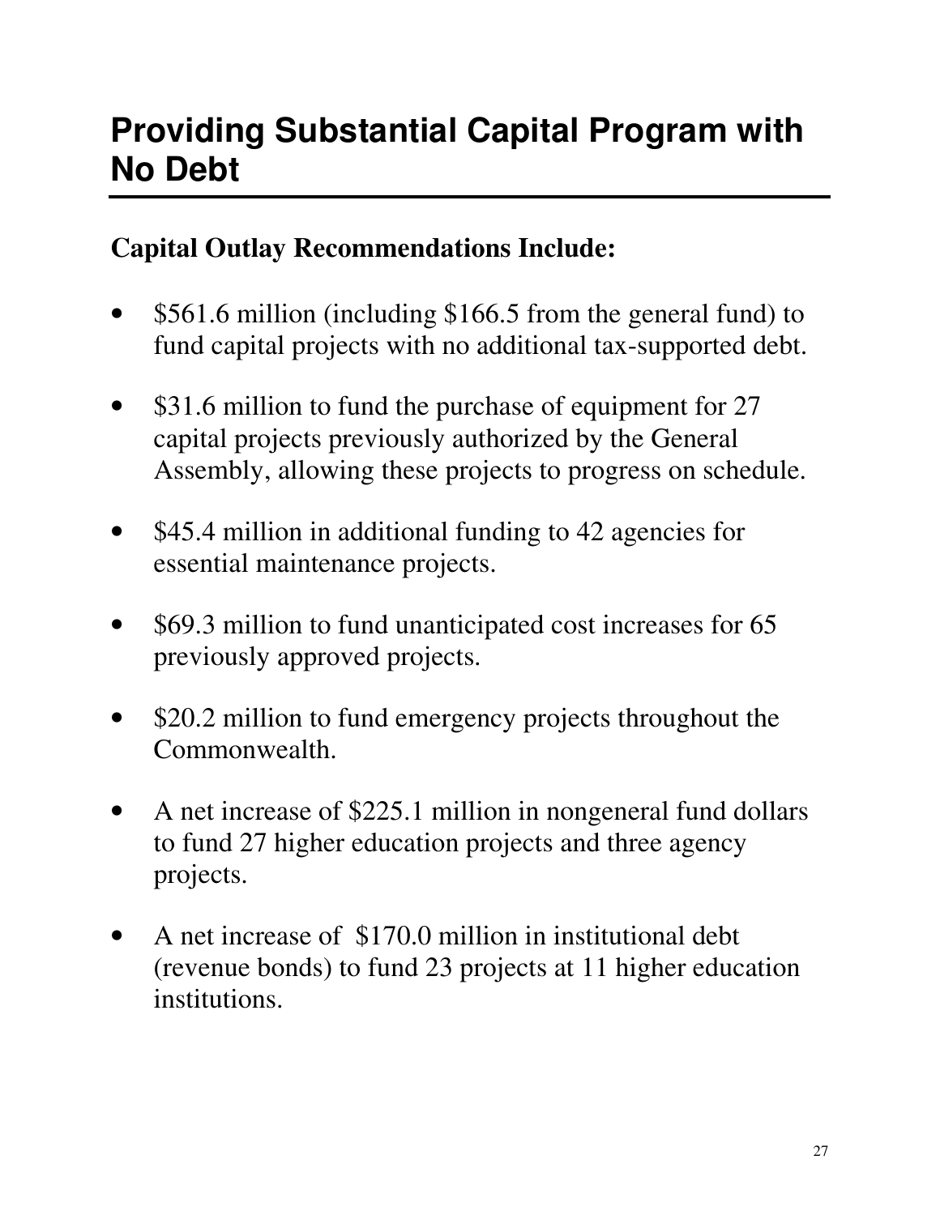# Providing Substantial Capital Program with No Debt

**Capital Outlay Recommendations Include:**

- $561.6 million (including $166.5 from the general fund) to fund capital projects with no additional tax-supported debt.
- $31.6 million to fund the purchase of equipment for 27 capital projects previously authorized by the General Assembly, allowing these projects to progress on schedule.
- $45.4 million in additional funding to 42 agencies for essential maintenance projects.
- $69.3 million to fund unanticipated cost increases for 65 previously approved projects.
- $20.2 million to fund emergency projects throughout the Commonwealth.
- A net increase of $225.1 million in nongeneral fund dollars to fund 27 higher education projects and three agency projects.
- A net increase of $170.0 million in institutional debt (revenue bonds) to fund 23 projects at 11 higher education institutions.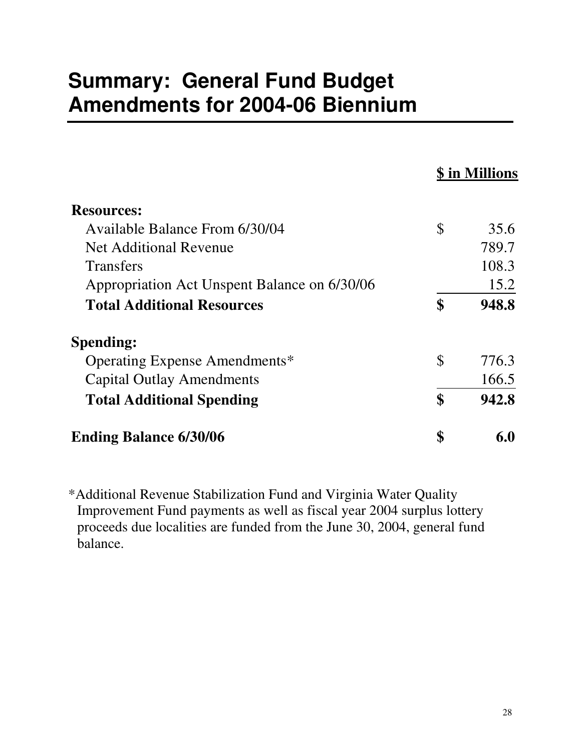# Summary: General Fund Budget Amendments for 2004-06 Biennium

| | | $ in Millions |
|---|---|---|
| **Resources:** | | |
| Available Balance From 6/30/04 | $ | 35.6 |
| Net Additional Revenue | | 789.7 |
| Transfers | | 108.3 |
| Appropriation Act Unspent Balance on 6/30/06 | | 15.2 |
| **Total Additional Resources** | **$** | **948.8** |
| **Spending:** | | |
| Operating Expense Amendments* | $ | 776.3 |
| Capital Outlay Amendments | | 166.5 |
| **Total Additional Spending** | **$** | **942.8** |
| **Ending Balance 6/30/06** | **$** | **6.0** |

*Additional Revenue Stabilization Fund and Virginia Water Quality Improvement Fund payments as well as fiscal year 2004 surplus lottery proceeds due localities are funded from the June 30, 2004, general fund balance.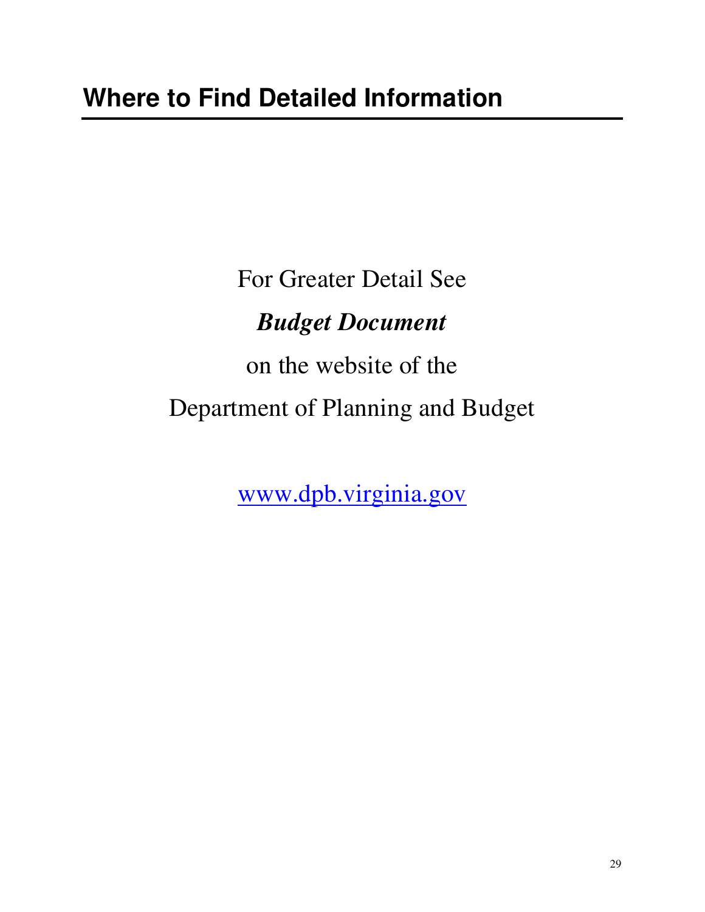# Where to Find Detailed Information

For Greater Detail See

***Budget Document***

on the website of the

Department of Planning and Budget

www.dpb.virginia.gov